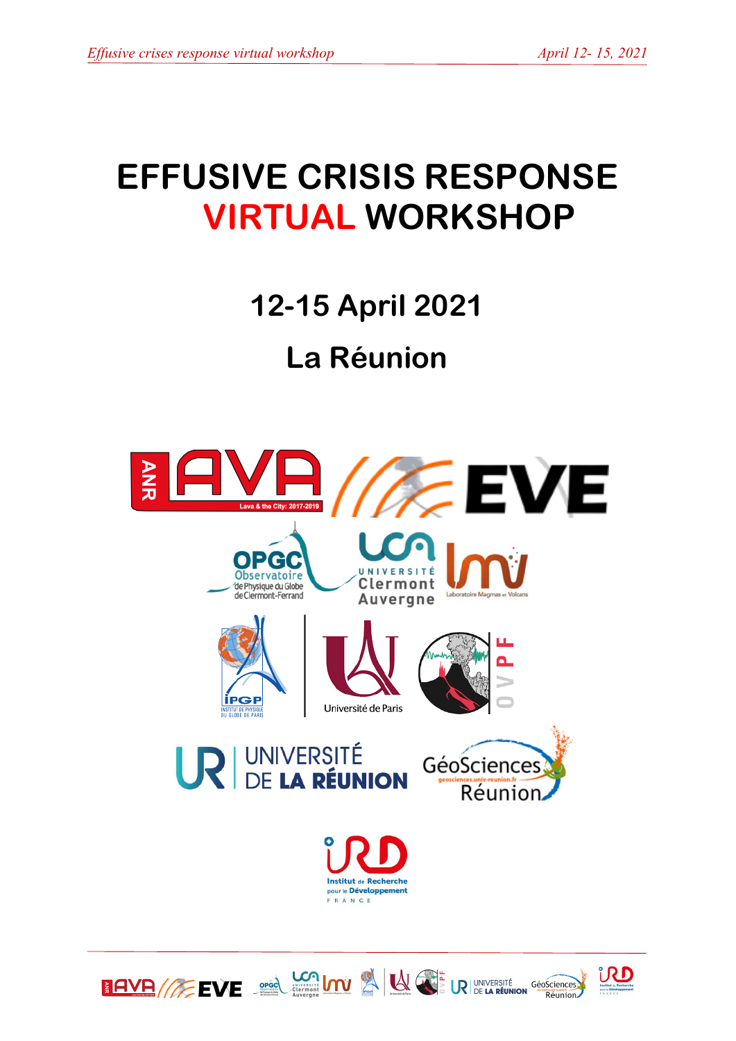# EFFUSIVE CRISIS RESPONSE VIRTUAL WORKSHOP

## 12-15 April 2021

## La Réunion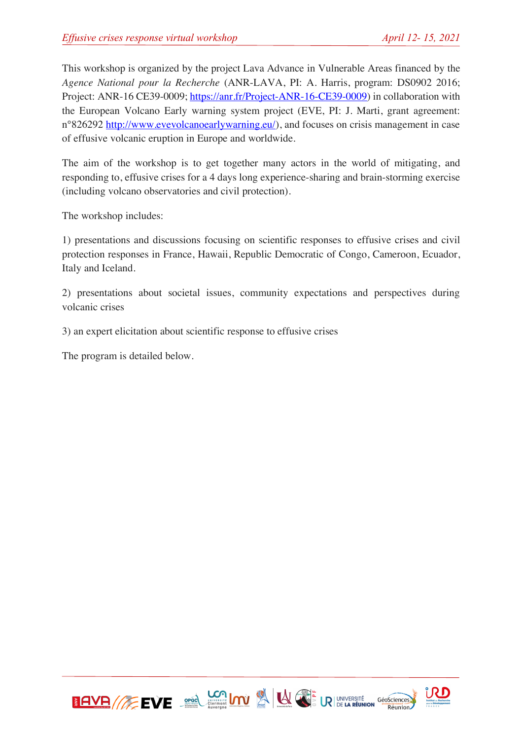This workshop is organized by the project Lava Advance in Vulnerable Areas financed by the *Agence National pour la Recherche* (ANR-LAVA, PI: A. Harris, program: DS0902 2016; Project: ANR-16 CE39-0009; https://anr.fr/Project-ANR-16-CE39-0009) in collaboration with the European Volcano Early warning system project (EVE, PI: J. Marti, grant agreement: n°826292 http://www.evevolcanoearlywarning.eu/), and focuses on crisis management in case of effusive volcanic eruption in Europe and worldwide.

The aim of the workshop is to get together many actors in the world of mitigating, and responding to, effusive crises for a 4 days long experience-sharing and brain-storming exercise (including volcano observatories and civil protection).

The workshop includes:

1) presentations and discussions focusing on scientific responses to effusive crises and civil protection responses in France, Hawaii, Republic Democratic of Congo, Cameroon, Ecuador, Italy and Iceland.

2) presentations about societal issues, community expectations and perspectives during volcanic crises

3) an expert elicitation about scientific response to effusive crises

The program is detailed below.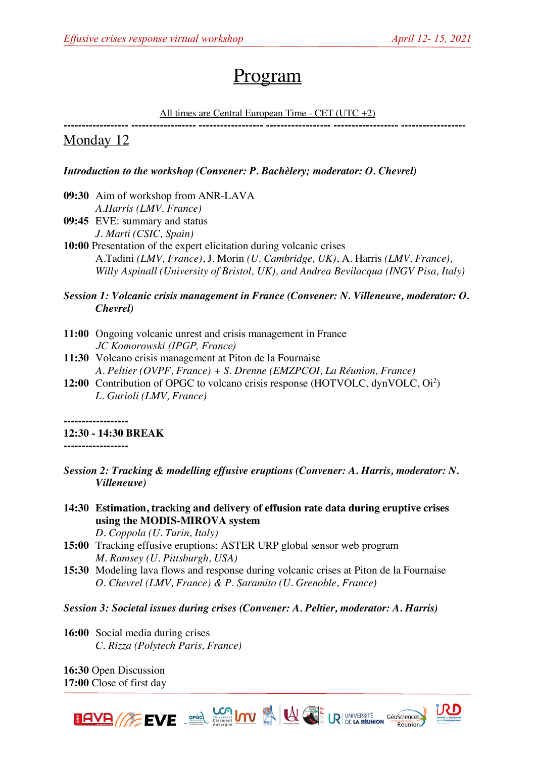# Program

All times are Central European Time - CET (UTC +2)

------------------ ------------------ ------------------ ------------------ ------------------ ------------------

## Monday 12

***Introduction to the workshop (Convener: P. Bachèlery; moderator: O. Chevrel)***

**09:30** Aim of workshop from ANR-LAVA
*A.Harris (LMV, France)*

**09:45** EVE: summary and status
*J. Marti (CSIC, Spain)*

**10:00** Presentation of the expert elicitation during volcanic crises
A.Tadini *(LMV, France)*, J. Morin *(U. Cambridge, UK)*, A. Harris *(LMV, France), Willy Aspinall (University of Bristol, UK), and Andrea Bevilacqua (INGV Pisa, Italy)*

***Session 1: Volcanic crisis management in France (Convener: N. Villeneuve, moderator: O. Chevrel)***

**11:00** Ongoing volcanic unrest and crisis management in France
*JC Komorowski (IPGP, France)*

**11:30** Volcano crisis management at Piton de la Fournaise
*A. Peltier (OVPF, France) + S. Drenne (EMZPCOI, La Réunion, France)*

**12:00** Contribution of OPGC to volcano crisis response (HOTVOLC, dynVOLC, $Oi^2$)
*L. Gurioli (LMV, France)*

------------------

**12:30 - 14:30 BREAK**

------------------

***Session 2: Tracking & modelling effusive eruptions (Convener: A. Harris, moderator: N. Villeneuve)***

**14:30** **Estimation, tracking and delivery of effusion rate data during eruptive crises using the MODIS-MIROVA system**
*D. Coppola (U. Turin, Italy)*

**15:00** Tracking effusive eruptions: ASTER URP global sensor web program
*M. Ramsey (U. Pittsburgh, USA)*

**15:30** Modeling lava flows and response during volcanic crises at Piton de la Fournaise
*O. Chevrel (LMV, France) & P. Saramito (U. Grenoble, France)*

***Session 3: Societal issues during crises (Convener: A. Peltier, moderator: A. Harris)***

**16:00** Social media during crises
*C. Rizza (Polytech Paris, France)*

**16:30** Open Discussion
**17:00** Close of first day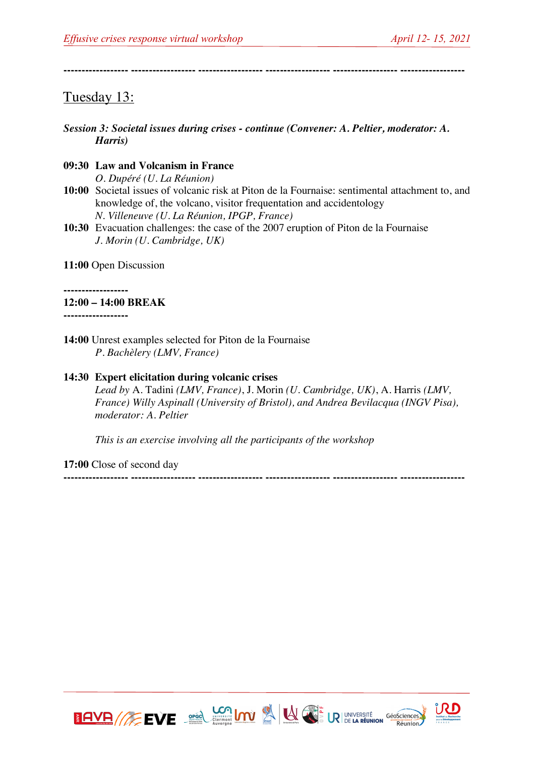------------------ ------------------ ------------------ ------------------ ------------------ ------------------

## Tuesday 13:

***Session 3: Societal issues during crises - continue (Convener: A. Peltier, moderator: A. Harris)***

**09:30 Law and Volcanism in France**
*O. Dupéré (U. La Réunion)*

**10:00** Societal issues of volcanic risk at Piton de la Fournaise: sentimental attachment to, and knowledge of, the volcano, visitor frequentation and accidentology
*N. Villeneuve (U. La Réunion, IPGP, France)*

**10:30** Evacuation challenges: the case of the 2007 eruption of Piton de la Fournaise
*J. Morin (U. Cambridge, UK)*

**11:00** Open Discussion

------------------
**12:00 – 14:00 BREAK**
------------------

**14:00** Unrest examples selected for Piton de la Fournaise
*P. Bachèlery (LMV, France)*

**14:30 Expert elicitation during volcanic crises**
*Lead by* A. Tadini *(LMV, France)*, J. Morin *(U. Cambridge, UK)*, A. Harris *(LMV, France) Willy Aspinall (University of Bristol), and Andrea Bevilacqua (INGV Pisa), moderator: A. Peltier*

*This is an exercise involving all the participants of the workshop*

**17:00** Close of second day

------------------ ------------------ ------------------ ------------------ ------------------ ------------------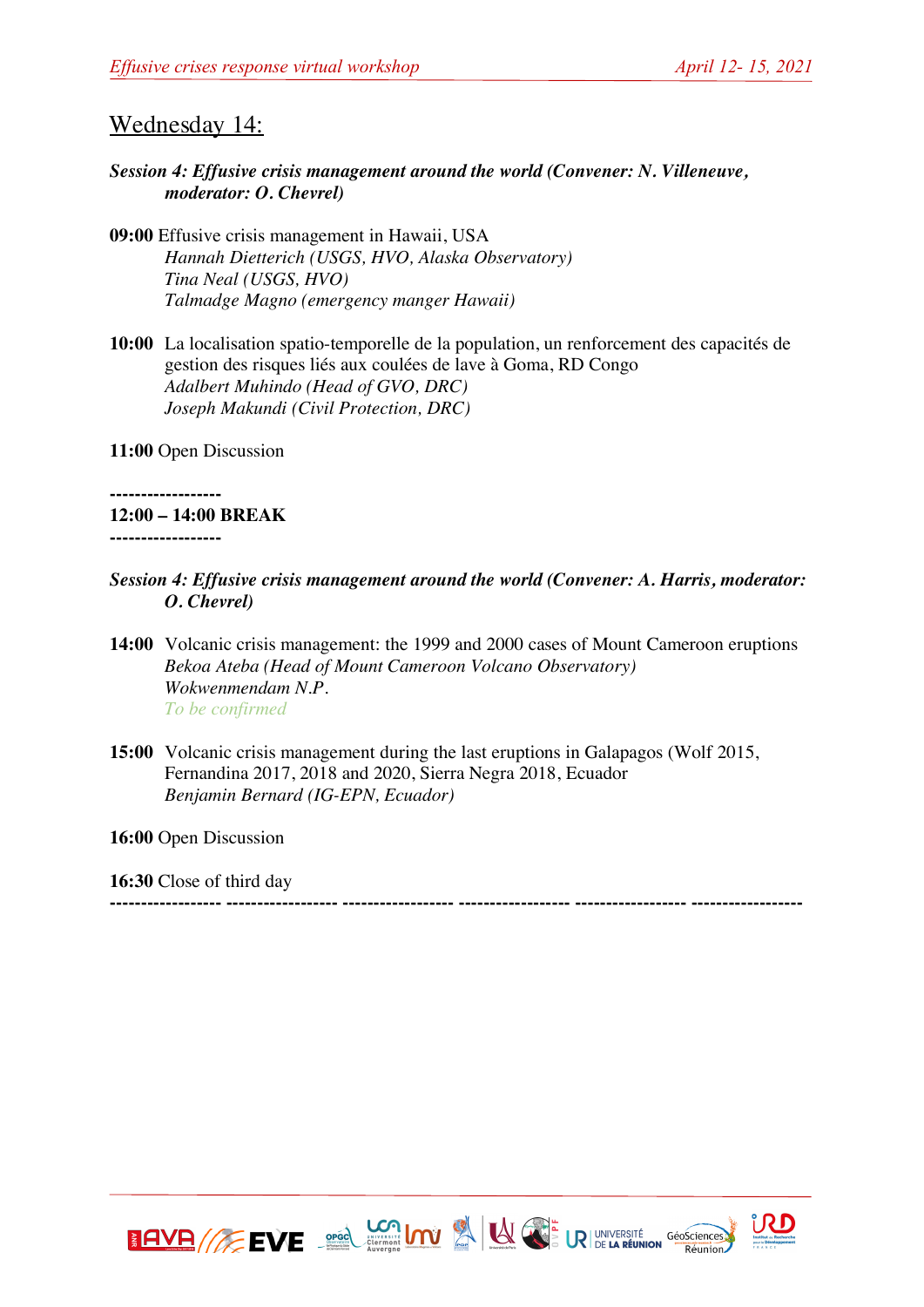## Wednesday 14:

***Session 4: Effusive crisis management around the world (Convener: N. Villeneuve, moderator: O. Chevrel)***

**09:00** Effusive crisis management in Hawaii, USA
*Hannah Dietterich (USGS, HVO, Alaska Observatory)*
*Tina Neal (USGS, HVO)*
*Talmadge Magno (emergency manger Hawaii)*

**10:00** La localisation spatio-temporelle de la population, un renforcement des capacités de gestion des risques liés aux coulées de lave à Goma, RD Congo
*Adalbert Muhindo (Head of GVO, DRC)*
*Joseph Makundi (Civil Protection, DRC)*

**11:00** Open Discussion

------------------
**12:00 – 14:00 BREAK**
------------------

***Session 4: Effusive crisis management around the world (Convener: A. Harris, moderator: O. Chevrel)***

**14:00** Volcanic crisis management: the 1999 and 2000 cases of Mount Cameroon eruptions
*Bekoa Ateba (Head of Mount Cameroon Volcano Observatory)*
*Wokwenmendam N.P.*
*To be confirmed*

**15:00** Volcanic crisis management during the last eruptions in Galapagos (Wolf 2015, Fernandina 2017, 2018 and 2020, Sierra Negra 2018, Ecuador
*Benjamin Bernard (IG-EPN, Ecuador)*

**16:00** Open Discussion

**16:30** Close of third day

------------------ ------------------ ------------------ ------------------ ------------------ ------------------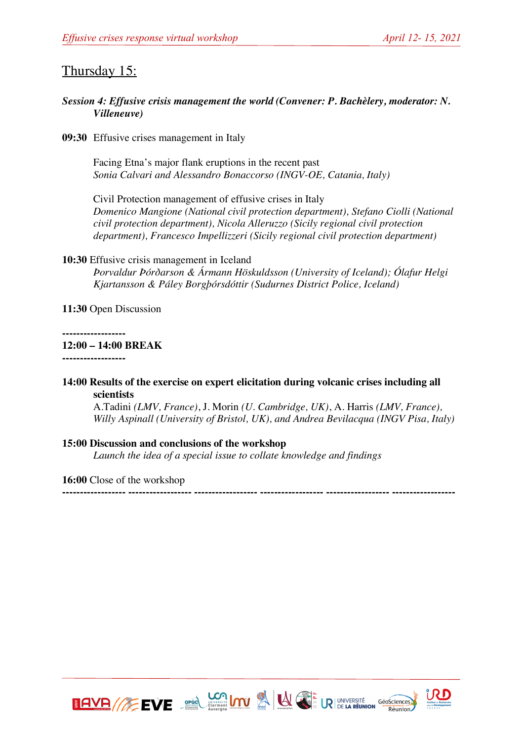## Thursday 15:

***Session 4: Effusive crisis management the world (Convener: P. Bachèlery, moderator: N. Villeneuve)***

**09:30** Effusive crises management in Italy

Facing Etna's major flank eruptions in the recent past
*Sonia Calvari and Alessandro Bonaccorso (INGV-OE, Catania, Italy)*

Civil Protection management of effusive crises in Italy
*Domenico Mangione (National civil protection department), Stefano Ciolli (National civil protection department), Nicola Alleruzzo (Sicily regional civil protection department), Francesco Impellizzeri (Sicily regional civil protection department)*

**10:30** Effusive crisis management in Iceland
*Þorvaldur Þórðarson & Ármann Höskuldsson (University of Iceland); Ólafur Helgi Kjartansson & Páley Borgþórsdóttir (Sudurnes District Police, Iceland)*

**11:30** Open Discussion

**-----------------**

**12:00 – 14:00 BREAK**

**-----------------**

**14:00 Results of the exercise on expert elicitation during volcanic crises including all scientists**
A.Tadini *(LMV, France)*, J. Morin *(U. Cambridge, UK)*, A. Harris *(LMV, France), Willy Aspinall (University of Bristol, UK), and Andrea Bevilacqua (INGV Pisa, Italy)*

**15:00 Discussion and conclusions of the workshop**
*Launch the idea of a special issue to collate knowledge and findings*

**16:00** Close of the workshop

**----------------- ----------------- ----------------- ----------------- ----------------- -----------------**